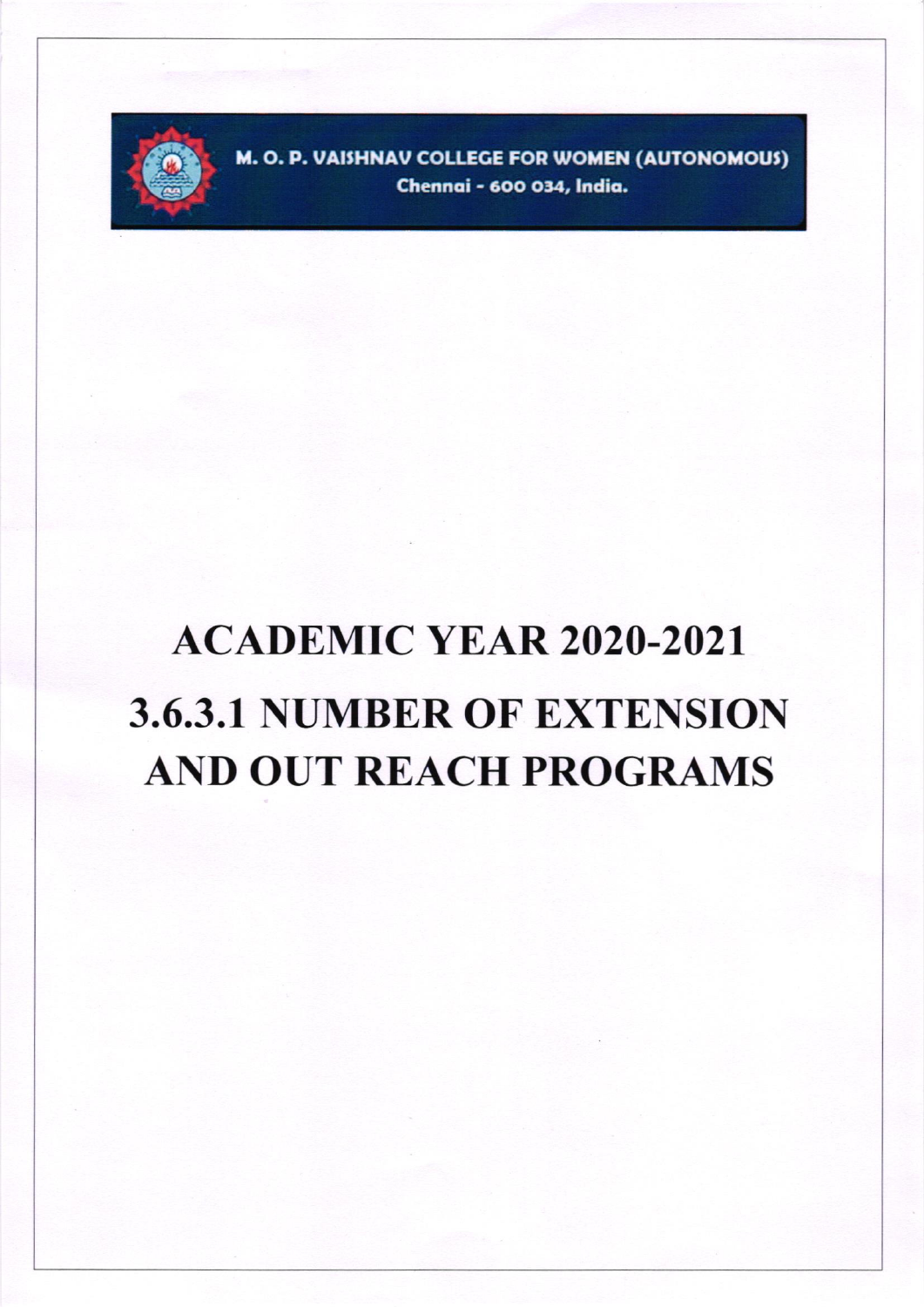M. O. P. VAISHNAV COLLEGE FOR WOMEN (AUTONOMOUS)

Chennai - 600 034, India.

# ACADEMIC YEAR 2020-2021

# 3.6.3.1 NUMBER OF EXTENSION AND OUT REACH PROGRAMS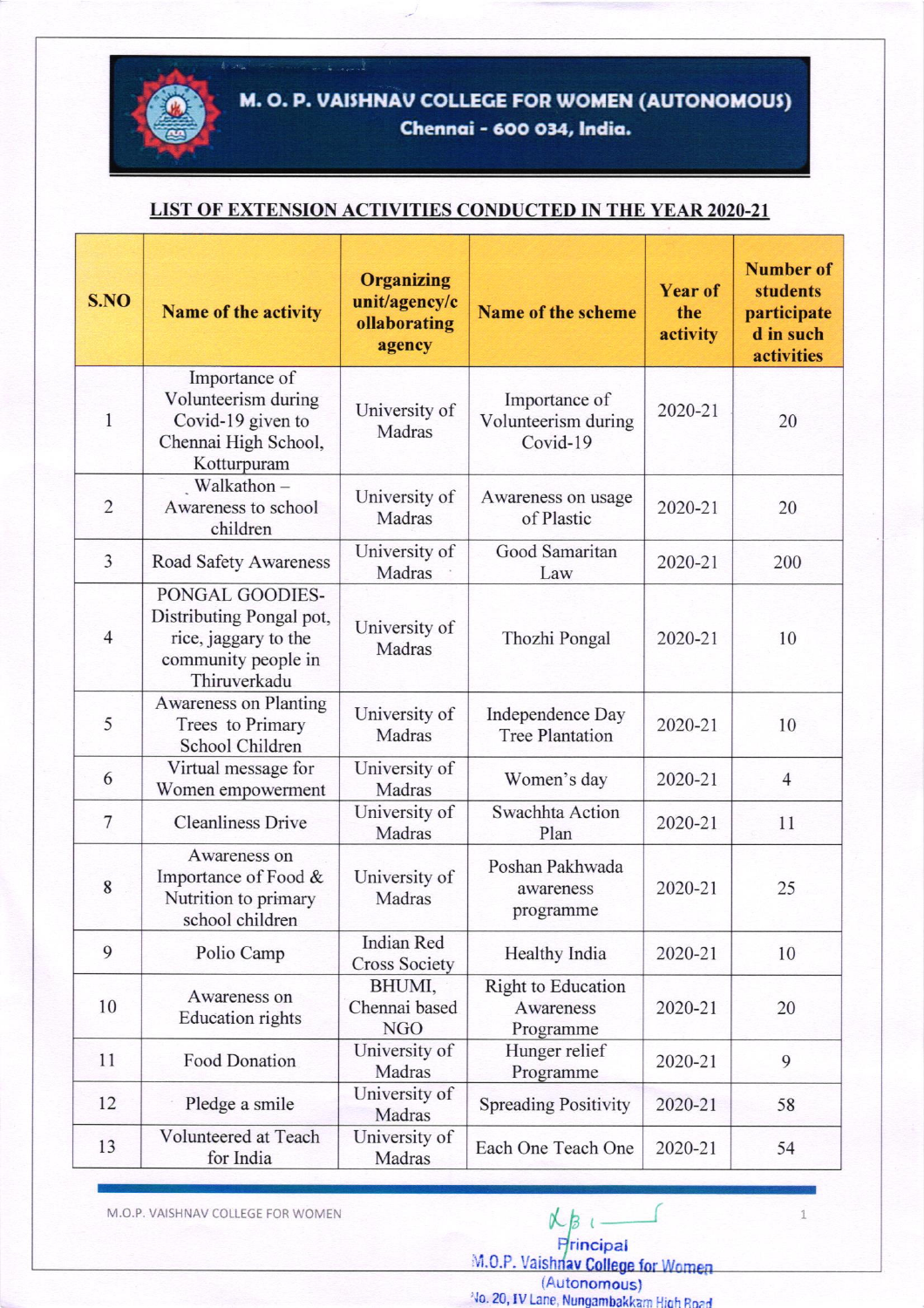# M. O. P. VAISHNAV COLLEGE FOR WOMEN (AUTONOMOUS)

Chennai - 600 034, India.

## LIST OF EXTENSION ACTIVITIES CONDUCTED IN THE YEAR 2020-21

| S.NO | Name of the activity | Organizing unit/agency/collaborating agency | Name of the scheme | Year of the activity | Number of students participated in such activities |
|---|---|---|---|---|---|
| 1 | Importance of Volunteerism during Covid-19 given to Chennai High School, Kotturpuram | University of Madras | Importance of Volunteerism during Covid-19 | 2020-21 | 20 |
| 2 | Walkathon – Awareness to school children | University of Madras | Awareness on usage of Plastic | 2020-21 | 20 |
| 3 | Road Safety Awareness | University of Madras | Good Samaritan Law | 2020-21 | 200 |
| 4 | PONGAL GOODIES- Distributing Pongal pot, rice, jaggary to the community people in Thiruverkadu | University of Madras | Thozhi Pongal | 2020-21 | 10 |
| 5 | Awareness on Planting Trees to Primary School Children | University of Madras | Independence Day Tree Plantation | 2020-21 | 10 |
| 6 | Virtual message for Women empowerment | University of Madras | Women's day | 2020-21 | 4 |
| 7 | Cleanliness Drive | University of Madras | Swachhta Action Plan | 2020-21 | 11 |
| 8 | Awareness on Importance of Food & Nutrition to primary school children | University of Madras | Poshan Pakhwada awareness programme | 2020-21 | 25 |
| 9 | Polio Camp | Indian Red Cross Society | Healthy India | 2020-21 | 10 |
| 10 | Awareness on Education rights | BHUMI, Chennai based NGO | Right to Education Awareness Programme | 2020-21 | 20 |
| 11 | Food Donation | University of Madras | Hunger relief Programme | 2020-21 | 9 |
| 12 | Pledge a smile | University of Madras | Spreading Positivity | 2020-21 | 58 |
| 13 | Volunteered at Teach for India | University of Madras | Each One Teach One | 2020-21 | 54 |

Principal
M.O.P. Vaishnav College for Women
(Autonomous)
No. 20, IV Lane, Nungambakkam High Road